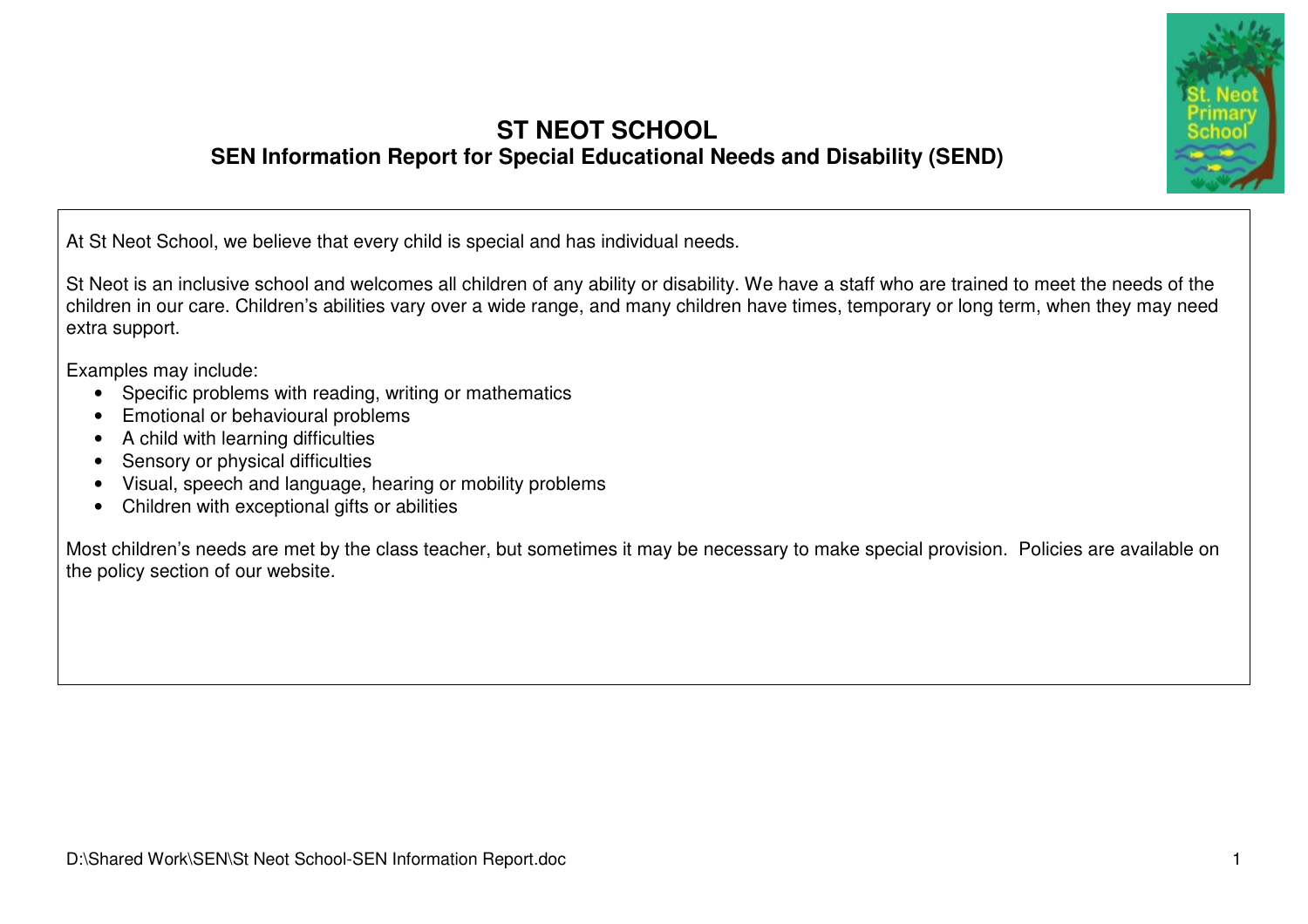# ST NEOT SCHOOL

## SEN Information Report for Special Educational Needs and Disability (SEND)

At St Neot School, we believe that every child is special and has individual needs.

St Neot is an inclusive school and welcomes all children of any ability or disability. We have a staff who are trained to meet the needs of the children in our care. Children's abilities vary over a wide range, and many children have times, temporary or long term, when they may need extra support.

Examples may include:

- Specific problems with reading, writing or mathematics
- Emotional or behavioural problems
- A child with learning difficulties
- Sensory or physical difficulties
- Visual, speech and language, hearing or mobility problems
- Children with exceptional gifts or abilities

Most children's needs are met by the class teacher, but sometimes it may be necessary to make special provision. Policies are available on the policy section of our website.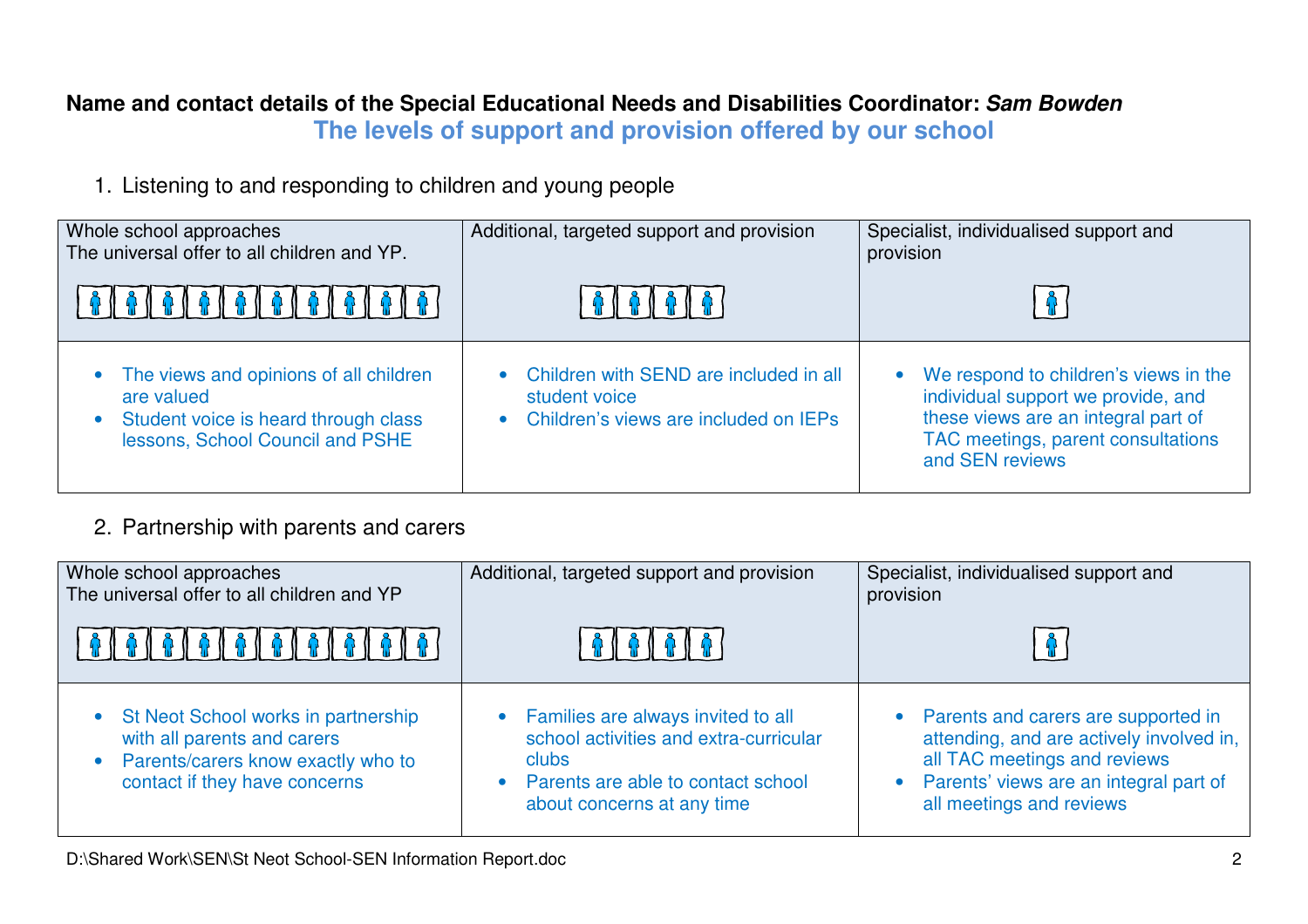**Name and contact details of the Special Educational Needs and Disabilities Coordinator: *Sam Bowden***

## The levels of support and provision offered by our school

1. Listening to and responding to children and young people

| Whole school approaches<br>The universal offer to all children and YP. | Additional, targeted support and provision | Specialist, individualised support and provision |
|---|---|---|
| • The views and opinions of all children are valued<br>• Student voice is heard through class lessons, School Council and PSHE | • Children with SEND are included in all student voice<br>• Children's views are included on IEPs | • We respond to children's views in the individual support we provide, and these views are an integral part of TAC meetings, parent consultations and SEN reviews |

2. Partnership with parents and carers

| Whole school approaches<br>The universal offer to all children and YP | Additional, targeted support and provision | Specialist, individualised support and provision |
|---|---|---|
| • St Neot School works in partnership with all parents and carers<br>• Parents/carers know exactly who to contact if they have concerns | • Families are always invited to all school activities and extra-curricular clubs<br>• Parents are able to contact school about concerns at any time | • Parents and carers are supported in attending, and are actively involved in, all TAC meetings and reviews<br>• Parents' views are an integral part of all meetings and reviews |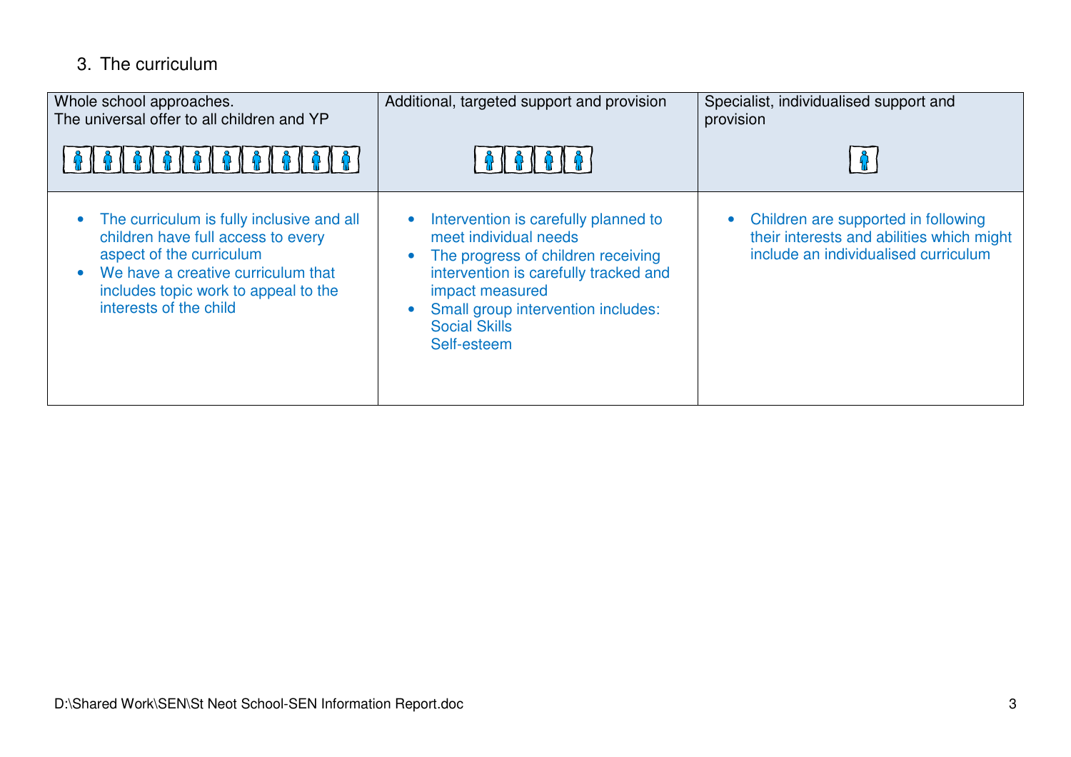## 3. The curriculum

| Whole school approaches.<br>The universal offer to all children and YP | Additional, targeted support and provision | Specialist, individualised support and provision |
|---|---|---|
| • The curriculum is fully inclusive and all children have full access to every aspect of the curriculum<br>• We have a creative curriculum that includes topic work to appeal to the interests of the child | • Intervention is carefully planned to meet individual needs<br>• The progress of children receiving intervention is carefully tracked and impact measured<br>• Small group intervention includes:<br>Social Skills<br>Self-esteem | • Children are supported in following their interests and abilities which might include an individualised curriculum |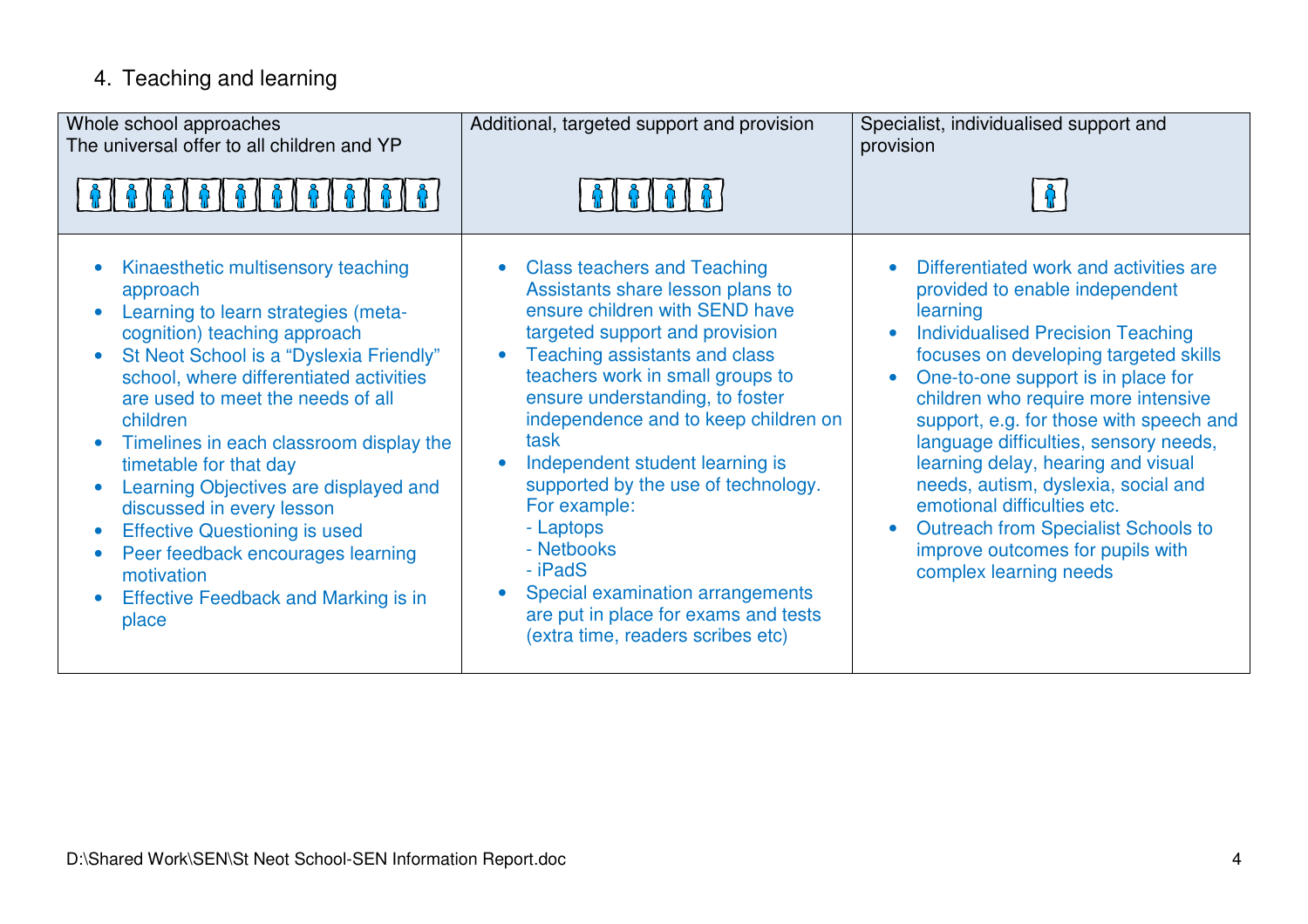## 4. Teaching and learning

| Whole school approaches<br>The universal offer to all children and YP | Additional, targeted support and provision | Specialist, individualised support and provision |
|---|---|---|
| • Kinaesthetic multisensory teaching approach<br>• Learning to learn strategies (meta-cognition) teaching approach<br>• St Neot School is a "Dyslexia Friendly" school, where differentiated activities are used to meet the needs of all children<br>• Timelines in each classroom display the timetable for that day<br>• Learning Objectives are displayed and discussed in every lesson<br>• Effective Questioning is used<br>• Peer feedback encourages learning motivation<br>• Effective Feedback and Marking is in place | • Class teachers and Teaching Assistants share lesson plans to ensure children with SEND have targeted support and provision<br>• Teaching assistants and class teachers work in small groups to ensure understanding, to foster independence and to keep children on task<br>• Independent student learning is supported by the use of technology. For example:<br>- Laptops<br>- Netbooks<br>- iPadS<br>• Special examination arrangements are put in place for exams and tests (extra time, readers scribes etc) | • Differentiated work and activities are provided to enable independent learning<br>• Individualised Precision Teaching focuses on developing targeted skills<br>• One-to-one support is in place for children who require more intensive support, e.g. for those with speech and language difficulties, sensory needs, learning delay, hearing and visual needs, autism, dyslexia, social and emotional difficulties etc.<br>• Outreach from Specialist Schools to improve outcomes for pupils with complex learning needs |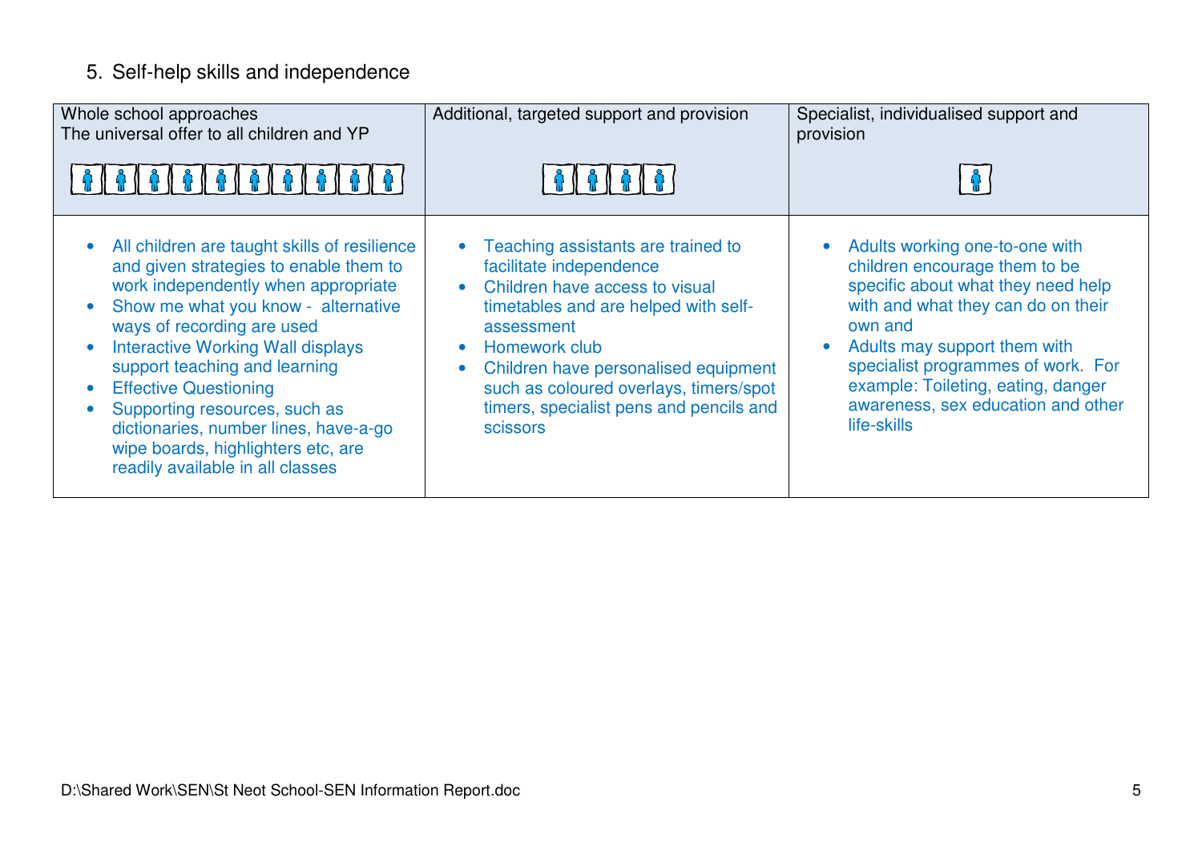## 5. Self-help skills and independence

| Whole school approaches<br>The universal offer to all children and YP | Additional, targeted support and provision | Specialist, individualised support and provision |
|---|---|---|
| • All children are taught skills of resilience and given strategies to enable them to work independently when appropriate<br>• Show me what you know - alternative ways of recording are used<br>• Interactive Working Wall displays support teaching and learning<br>• Effective Questioning<br>• Supporting resources, such as dictionaries, number lines, have-a-go wipe boards, highlighters etc, are readily available in all classes | • Teaching assistants are trained to facilitate independence<br>• Children have access to visual timetables and are helped with self-assessment<br>• Homework club<br>• Children have personalised equipment such as coloured overlays, timers/spot timers, specialist pens and pencils and scissors | • Adults working one-to-one with children encourage them to be specific about what they need help with and what they can do on their own and<br>• Adults may support them with specialist programmes of work. For example: Toileting, eating, danger awareness, sex education and other life-skills |

D:\Shared Work\SEN\St Neot School-SEN Information Report.doc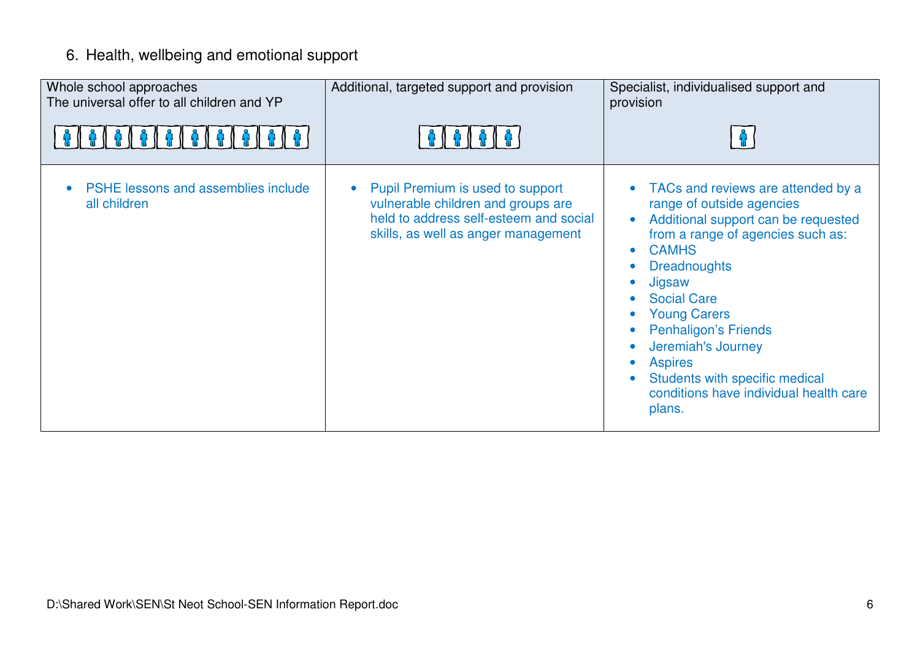## 6. Health, wellbeing and emotional support

| Whole school approaches<br>The universal offer to all children and YP | Additional, targeted support and provision | Specialist, individualised support and provision |
|---|---|---|
| • PSHE lessons and assemblies include all children | • Pupil Premium is used to support vulnerable children and groups are held to address self-esteem and social skills, as well as anger management | • TACs and reviews are attended by a range of outside agencies<br>• Additional support can be requested from a range of agencies such as:<br>• CAMHS<br>• Dreadnoughts<br>• Jigsaw<br>• Social Care<br>• Young Carers<br>• Penhaligon's Friends<br>• Jeremiah's Journey<br>• Aspires<br>• Students with specific medical conditions have individual health care plans. |

D:\Shared Work\SEN\St Neot School-SEN Information Report.doc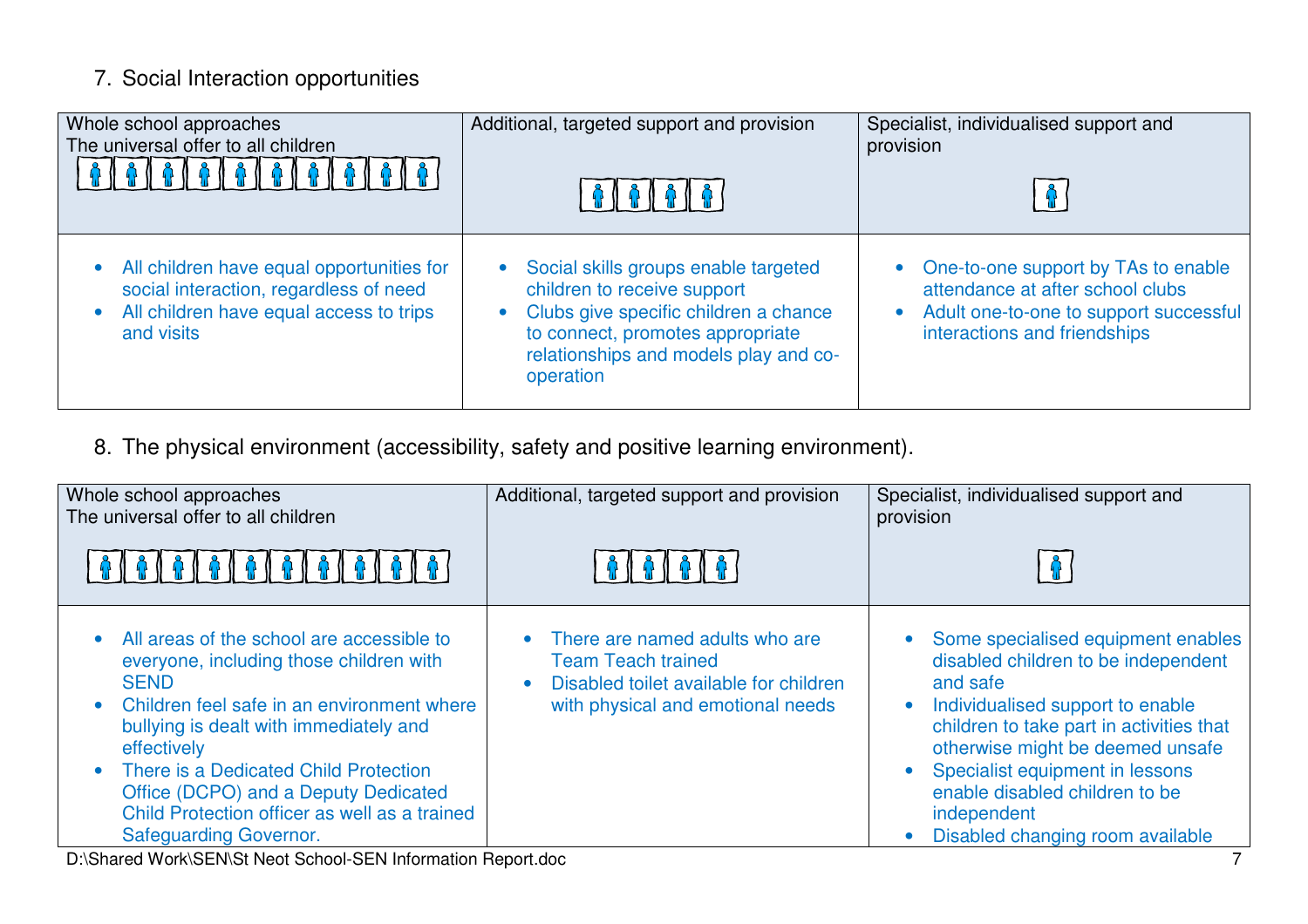7. Social Interaction opportunities

| Whole school approaches<br>The universal offer to all children | Additional, targeted support and provision | Specialist, individualised support and provision |
|---|---|---|
| • All children have equal opportunities for social interaction, regardless of need<br>• All children have equal access to trips and visits | • Social skills groups enable targeted children to receive support<br>• Clubs give specific children a chance to connect, promotes appropriate relationships and models play and co-operation | • One-to-one support by TAs to enable attendance at after school clubs<br>• Adult one-to-one to support successful interactions and friendships |

8. The physical environment (accessibility, safety and positive learning environment).

| Whole school approaches<br>The universal offer to all children | Additional, targeted support and provision | Specialist, individualised support and provision |
|---|---|---|
| • All areas of the school are accessible to everyone, including those children with SEND<br>• Children feel safe in an environment where bullying is dealt with immediately and effectively<br>• There is a Dedicated Child Protection Office (DCPO) and a Deputy Dedicated Child Protection officer as well as a trained Safeguarding Governor. | • There are named adults who are Team Teach trained<br>• Disabled toilet available for children with physical and emotional needs | • Some specialised equipment enables disabled children to be independent and safe<br>• Individualised support to enable children to take part in activities that otherwise might be deemed unsafe<br>• Specialist equipment in lessons enable disabled children to be independent<br>• Disabled changing room available |

D:\Shared Work\SEN\St Neot School-SEN Information Report.doc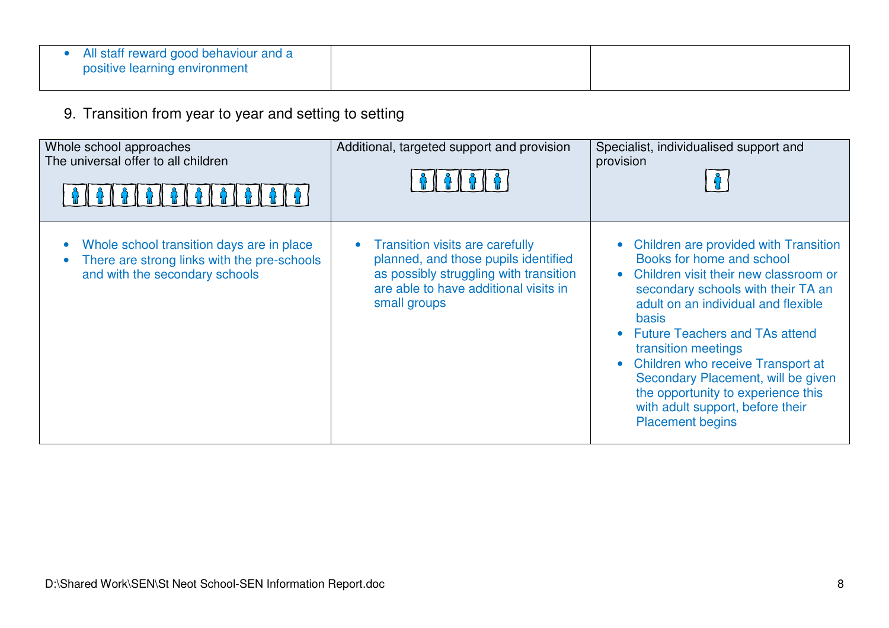| | | |
|---|---|---|
| • All staff reward good behaviour and a positive learning environment | | |

9. Transition from year to year and setting to setting

| Whole school approaches<br>The universal offer to all children | Additional, targeted support and provision | Specialist, individualised support and provision |
|---|---|---|
| • Whole school transition days are in place<br>• There are strong links with the pre-schools and with the secondary schools | • Transition visits are carefully planned, and those pupils identified as possibly struggling with transition are able to have additional visits in small groups | • Children are provided with Transition Books for home and school<br>• Children visit their new classroom or secondary schools with their TA an adult on an individual and flexible basis<br>• Future Teachers and TAs attend transition meetings<br>• Children who receive Transport at Secondary Placement, will be given the opportunity to experience this with adult support, before their Placement begins |

D:\Shared Work\SEN\St Neot School-SEN Information Report.doc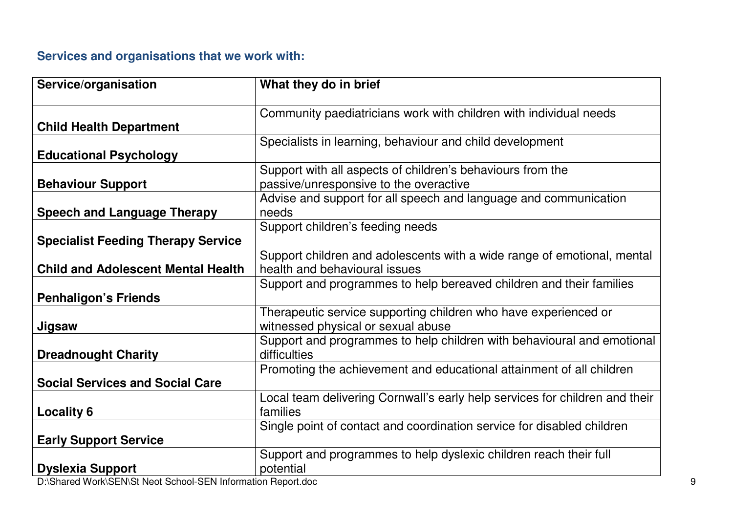### Services and organisations that we work with:

| Service/organisation | What they do in brief |
|---|---|
| **Child Health Department** | Community paediatricians work with children with individual needs |
| **Educational Psychology** | Specialists in learning, behaviour and child development |
| **Behaviour Support** | Support with all aspects of children's behaviours from the passive/unresponsive to the overactive |
| **Speech and Language Therapy** | Advise and support for all speech and language and communication needs |
| **Specialist Feeding Therapy Service** | Support children's feeding needs |
| **Child and Adolescent Mental Health** | Support children and adolescents with a wide range of emotional, mental health and behavioural issues |
| **Penhaligon's Friends** | Support and programmes to help bereaved children and their families |
| **Jigsaw** | Therapeutic service supporting children who have experienced or witnessed physical or sexual abuse |
| **Dreadnought Charity** | Support and programmes to help children with behavioural and emotional difficulties |
| **Social Services and Social Care** | Promoting the achievement and educational attainment of all children |
| **Locality 6** | Local team delivering Cornwall's early help services for children and their families |
| **Early Support Service** | Single point of contact and coordination service for disabled children |
| **Dyslexia Support** | Support and programmes to help dyslexic children reach their full potential |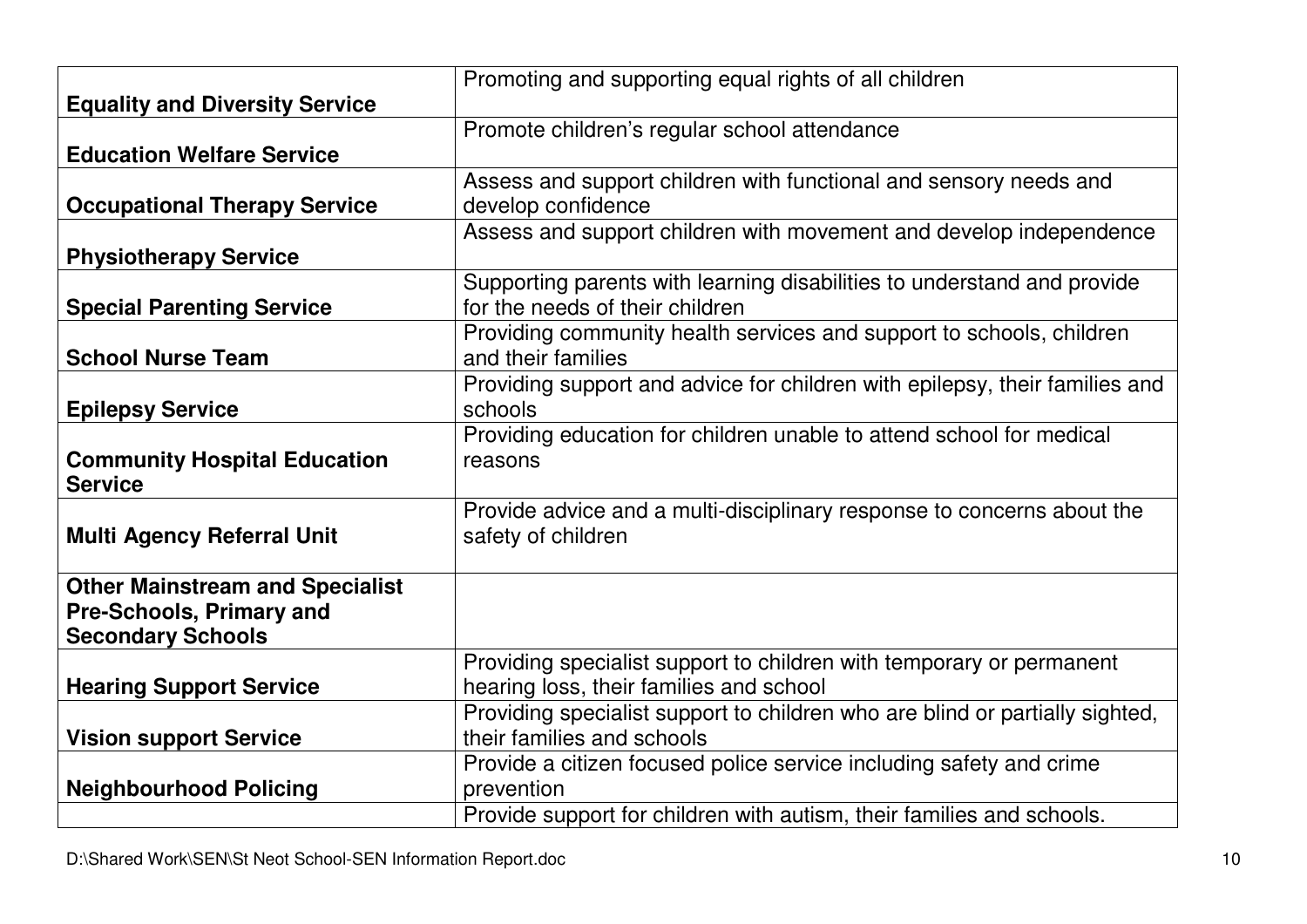| | |
|---|---|
| **Equality and Diversity Service** | Promoting and supporting equal rights of all children |
| **Education Welfare Service** | Promote children's regular school attendance |
| **Occupational Therapy Service** | Assess and support children with functional and sensory needs and develop confidence |
| **Physiotherapy Service** | Assess and support children with movement and develop independence |
| **Special Parenting Service** | Supporting parents with learning disabilities to understand and provide for the needs of their children |
| **School Nurse Team** | Providing community health services and support to schools, children and their families |
| **Epilepsy Service** | Providing support and advice for children with epilepsy, their families and schools |
| **Community Hospital Education Service** | Providing education for children unable to attend school for medical reasons |
| **Multi Agency Referral Unit** | Provide advice and a multi-disciplinary response to concerns about the safety of children |
| **Other Mainstream and Specialist Pre-Schools, Primary and Secondary Schools** | |
| **Hearing Support Service** | Providing specialist support to children with temporary or permanent hearing loss, their families and school |
| **Vision support Service** | Providing specialist support to children who are blind or partially sighted, their families and schools |
| **Neighbourhood Policing** | Provide a citizen focused police service including safety and crime prevention |
| | Provide support for children with autism, their families and schools. |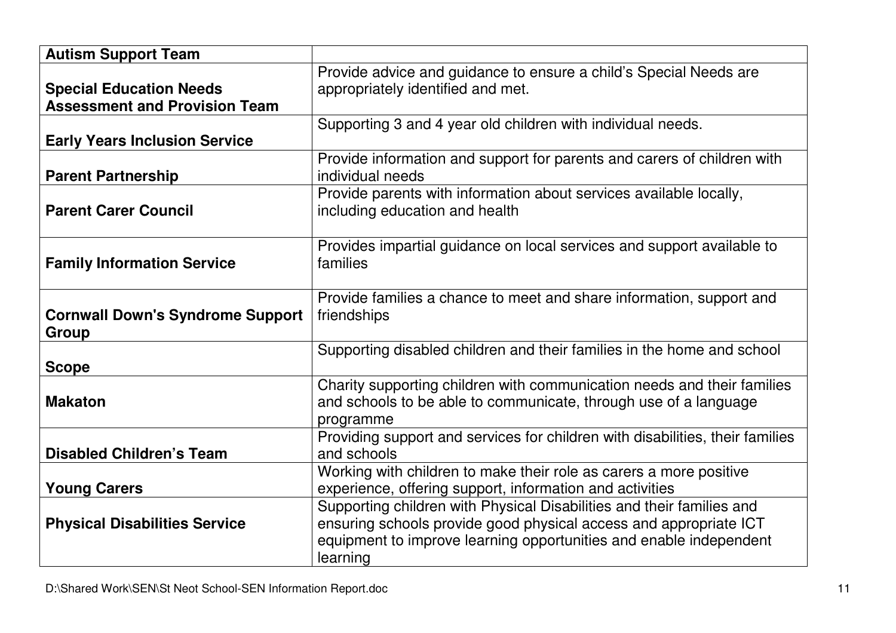| | |
|---|---|
| **Autism Support Team** | |
| **Special Education Needs Assessment and Provision Team** | Provide advice and guidance to ensure a child's Special Needs are appropriately identified and met. |
| **Early Years Inclusion Service** | Supporting 3 and 4 year old children with individual needs. |
| **Parent Partnership** | Provide information and support for parents and carers of children with individual needs |
| **Parent Carer Council** | Provide parents with information about services available locally, including education and health |
| **Family Information Service** | Provides impartial guidance on local services and support available to families |
| **Cornwall Down's Syndrome Support Group** | Provide families a chance to meet and share information, support and friendships |
| **Scope** | Supporting disabled children and their families in the home and school |
| **Makaton** | Charity supporting children with communication needs and their families and schools to be able to communicate, through use of a language programme |
| **Disabled Children's Team** | Providing support and services for children with disabilities, their families and schools |
| **Young Carers** | Working with children to make their role as carers a more positive experience, offering support, information and activities |
| **Physical Disabilities Service** | Supporting children with Physical Disabilities and their families and ensuring schools provide good physical access and appropriate ICT equipment to improve learning opportunities and enable independent learning |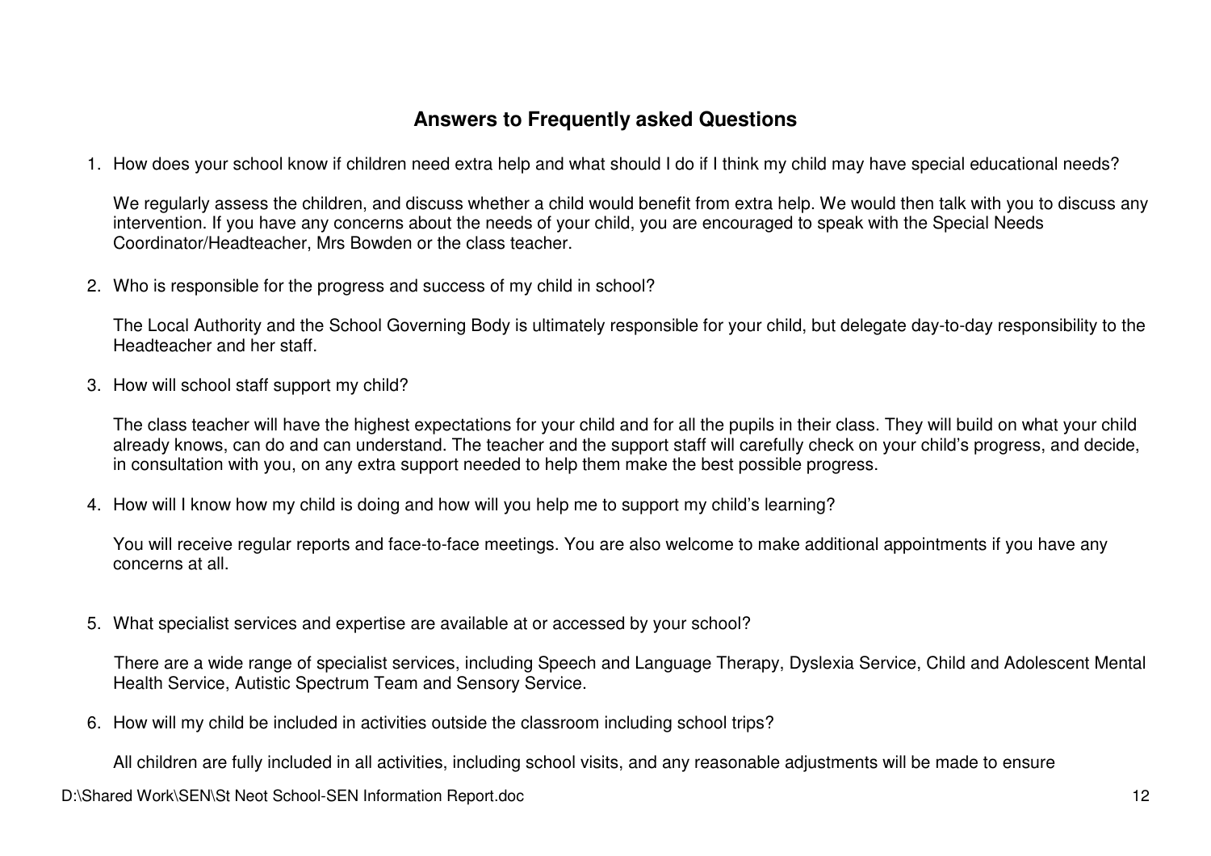## Answers to Frequently asked Questions

1. How does your school know if children need extra help and what should I do if I think my child may have special educational needs?

   We regularly assess the children, and discuss whether a child would benefit from extra help. We would then talk with you to discuss any intervention. If you have any concerns about the needs of your child, you are encouraged to speak with the Special Needs Coordinator/Headteacher, Mrs Bowden or the class teacher.

2. Who is responsible for the progress and success of my child in school?

   The Local Authority and the School Governing Body is ultimately responsible for your child, but delegate day-to-day responsibility to the Headteacher and her staff.

3. How will school staff support my child?

   The class teacher will have the highest expectations for your child and for all the pupils in their class. They will build on what your child already knows, can do and can understand. The teacher and the support staff will carefully check on your child's progress, and decide, in consultation with you, on any extra support needed to help them make the best possible progress.

4. How will I know how my child is doing and how will you help me to support my child's learning?

   You will receive regular reports and face-to-face meetings. You are also welcome to make additional appointments if you have any concerns at all.

5. What specialist services and expertise are available at or accessed by your school?

   There are a wide range of specialist services, including Speech and Language Therapy, Dyslexia Service, Child and Adolescent Mental Health Service, Autistic Spectrum Team and Sensory Service.

6. How will my child be included in activities outside the classroom including school trips?

   All children are fully included in all activities, including school visits, and any reasonable adjustments will be made to ensure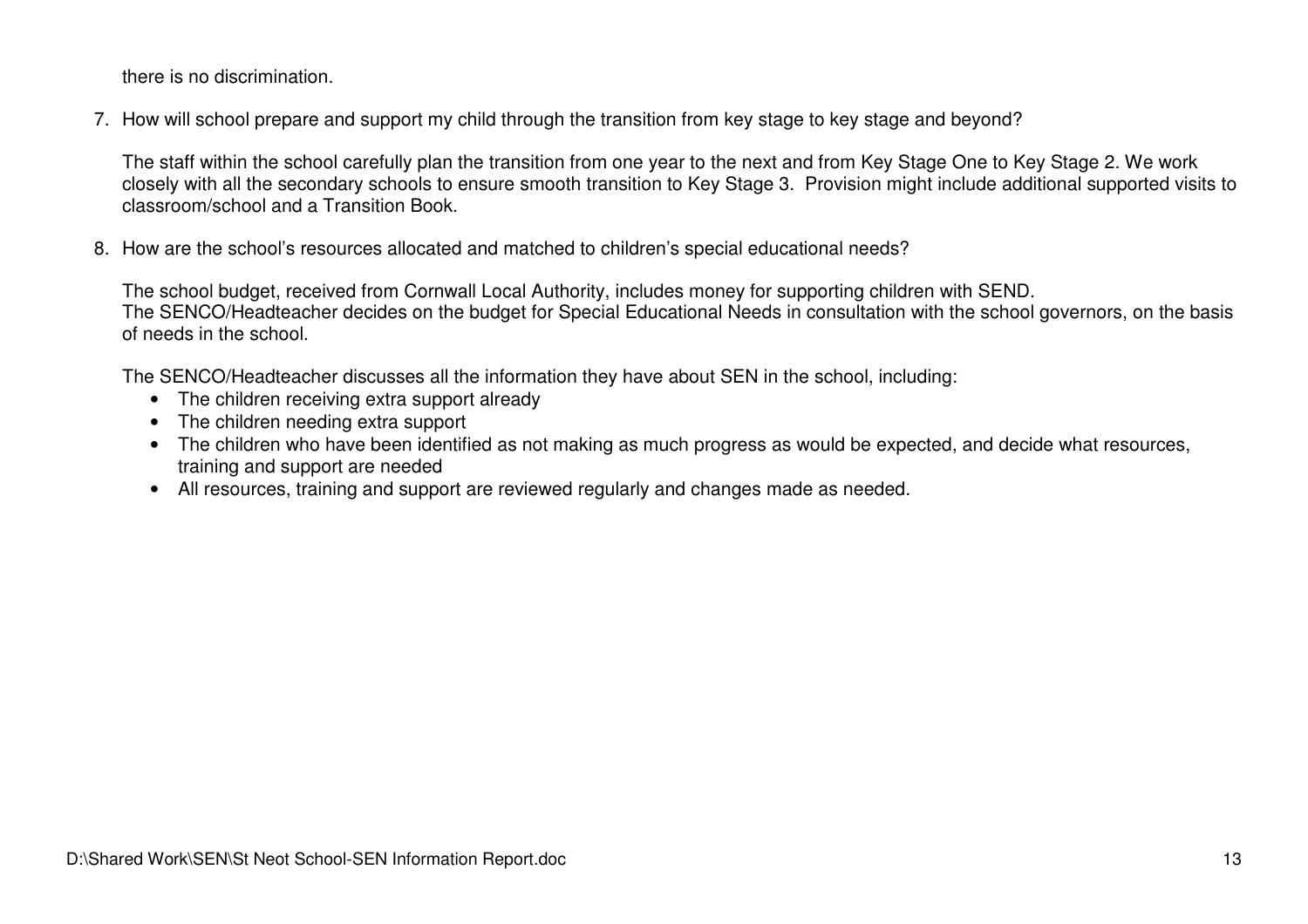there is no discrimination.

7. How will school prepare and support my child through the transition from key stage to key stage and beyond?

   The staff within the school carefully plan the transition from one year to the next and from Key Stage One to Key Stage 2. We work closely with all the secondary schools to ensure smooth transition to Key Stage 3. Provision might include additional supported visits to classroom/school and a Transition Book.

8. How are the school's resources allocated and matched to children's special educational needs?

   The school budget, received from Cornwall Local Authority, includes money for supporting children with SEND.
   The SENCO/Headteacher decides on the budget for Special Educational Needs in consultation with the school governors, on the basis of needs in the school.

   The SENCO/Headteacher discusses all the information they have about SEN in the school, including:
   - The children receiving extra support already
   - The children needing extra support
   - The children who have been identified as not making as much progress as would be expected, and decide what resources, training and support are needed
   - All resources, training and support are reviewed regularly and changes made as needed.